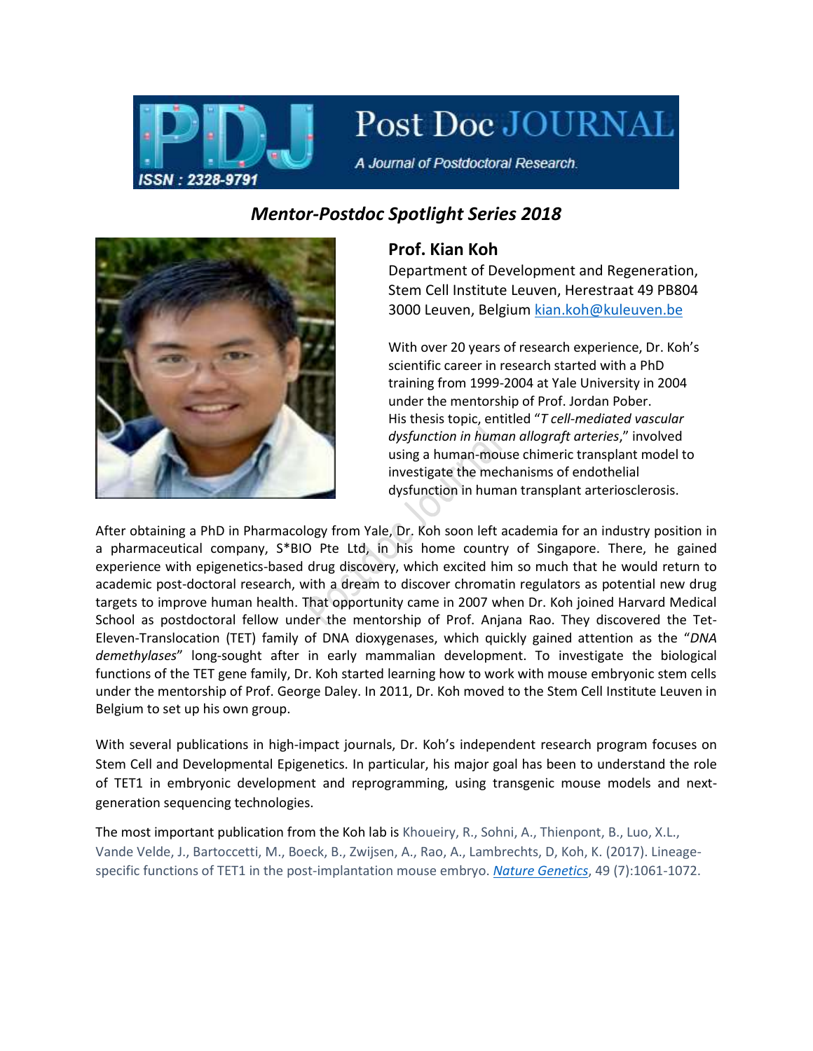## Mentor-Postdoc Spotlight Series 2018

### Prof. Kian Koh

Department of Development and Regeneration, Stem Cell Institute Leuven, Herestraat 49 PB804 3000 Leuven, Belgium kian.koh@kuleuven.be

With over 20 years of research experience, Dr. Koh's scientific career in research started with a PhD training from 1999-2004 at Yale University in 2004 under the mentorship of Prof. Jordan Pober. His thesis topic, entitled "*T cell-mediated vascular dysfunction in human allograft arteries*," involved using a human-mouse chimeric transplant model to investigate the mechanisms of endothelial dysfunction in human transplant arteriosclerosis.

After obtaining a PhD in Pharmacology from Yale, Dr. Koh soon left academia for an industry position in a pharmaceutical company, S*BIO Pte Ltd, in his home country of Singapore. There, he gained experience with epigenetics-based drug discovery, which excited him so much that he would return to academic post-doctoral research, with a dream to discover chromatin regulators as potential new drug targets to improve human health. That opportunity came in 2007 when Dr. Koh joined Harvard Medical School as postdoctoral fellow under the mentorship of Prof. Anjana Rao. They discovered the Tet-Eleven-Translocation (TET) family of DNA dioxygenases, which quickly gained attention as the "*DNA demethylases*" long-sought after in early mammalian development. To investigate the biological functions of the TET gene family, Dr. Koh started learning how to work with mouse embryonic stem cells under the mentorship of Prof. George Daley. In 2011, Dr. Koh moved to the Stem Cell Institute Leuven in Belgium to set up his own group.

With several publications in high-impact journals, Dr. Koh's independent research program focuses on Stem Cell and Developmental Epigenetics. In particular, his major goal has been to understand the role of TET1 in embryonic development and reprogramming, using transgenic mouse models and next-generation sequencing technologies.

The most important publication from the Koh lab is Khoueiry, R., Sohni, A., Thienpont, B., Luo, X.L., Vande Velde, J., Bartoccetti, M., Boeck, B., Zwijsen, A., Rao, A., Lambrechts, D, Koh, K. (2017). Lineage-specific functions of TET1 in the post-implantation mouse embryo. *Nature Genetics*, 49 (7):1061-1072.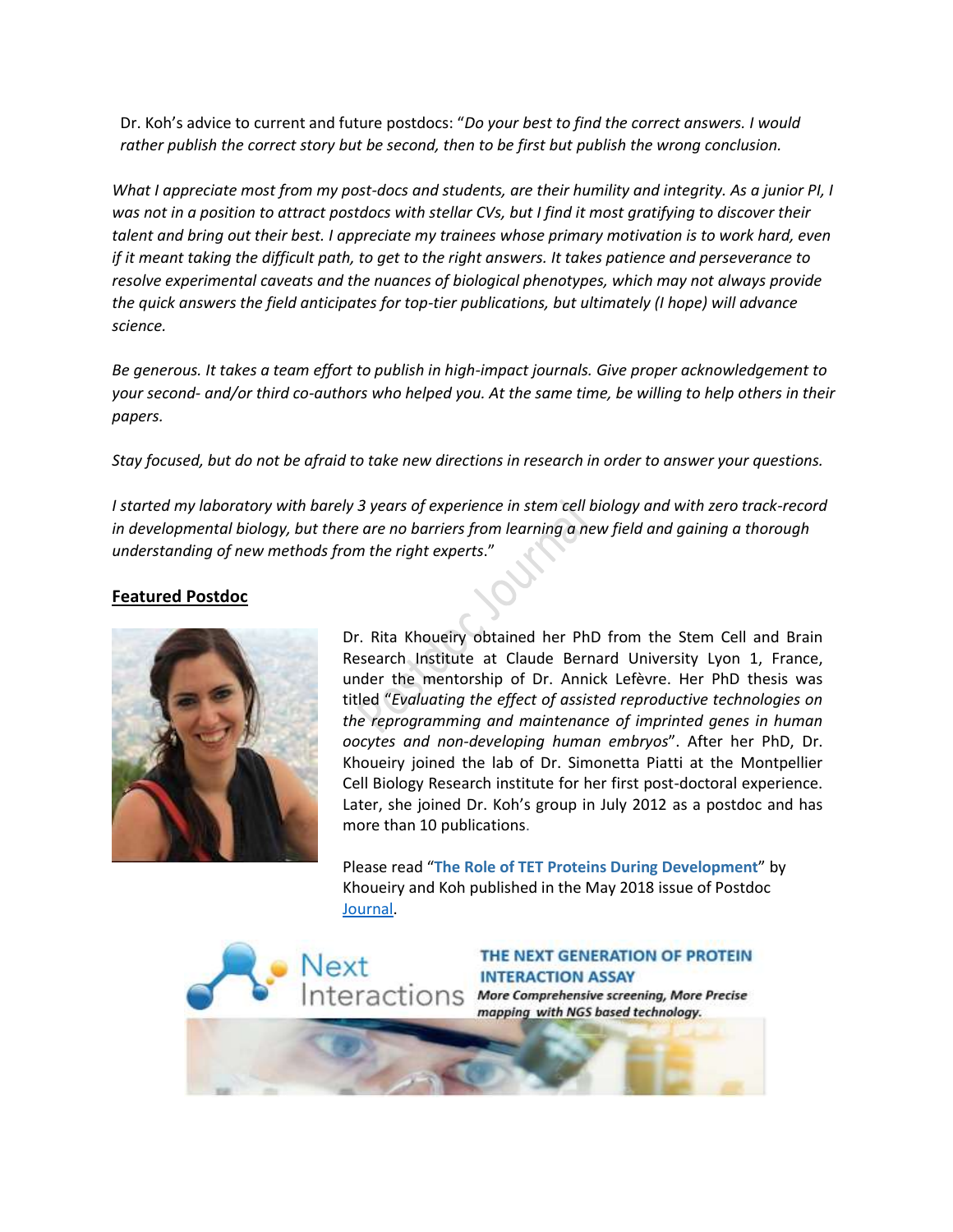Dr. Koh's advice to current and future postdocs: "*Do your best to find the correct answers. I would rather publish the correct story but be second, then to be first but publish the wrong conclusion.*

*What I appreciate most from my post-docs and students, are their humility and integrity. As a junior PI, I was not in a position to attract postdocs with stellar CVs, but I find it most gratifying to discover their talent and bring out their best. I appreciate my trainees whose primary motivation is to work hard, even if it meant taking the difficult path, to get to the right answers. It takes patience and perseverance to resolve experimental caveats and the nuances of biological phenotypes, which may not always provide the quick answers the field anticipates for top-tier publications, but ultimately (I hope) will advance science.*

*Be generous. It takes a team effort to publish in high-impact journals. Give proper acknowledgement to your second- and/or third co-authors who helped you. At the same time, be willing to help others in their papers.*

*Stay focused, but do not be afraid to take new directions in research in order to answer your questions.*

*I started my laboratory with barely 3 years of experience in stem cell biology and with zero track-record in developmental biology, but there are no barriers from learning a new field and gaining a thorough understanding of new methods from the right experts*."

**Featured Postdoc**

Dr. Rita Khoueiry obtained her PhD from the Stem Cell and Brain Research Institute at Claude Bernard University Lyon 1, France, under the mentorship of Dr. Annick Lefèvre. Her PhD thesis was titled "*Evaluating the effect of assisted reproductive technologies on the reprogramming and maintenance of imprinted genes in human oocytes and non-developing human embryos*". After her PhD, Dr. Khoueiry joined the lab of Dr. Simonetta Piatti at the Montpellier Cell Biology Research institute for her first post-doctoral experience. Later, she joined Dr. Koh's group in July 2012 as a postdoc and has more than 10 publications.

Please read "**The Role of TET Proteins During Development**" by Khoueiry and Koh published in the May 2018 issue of Postdoc Journal.

Next Interactions

THE NEXT GENERATION OF PROTEIN INTERACTION ASSAY

*More Comprehensive screening, More Precise mapping with NGS based technology.*